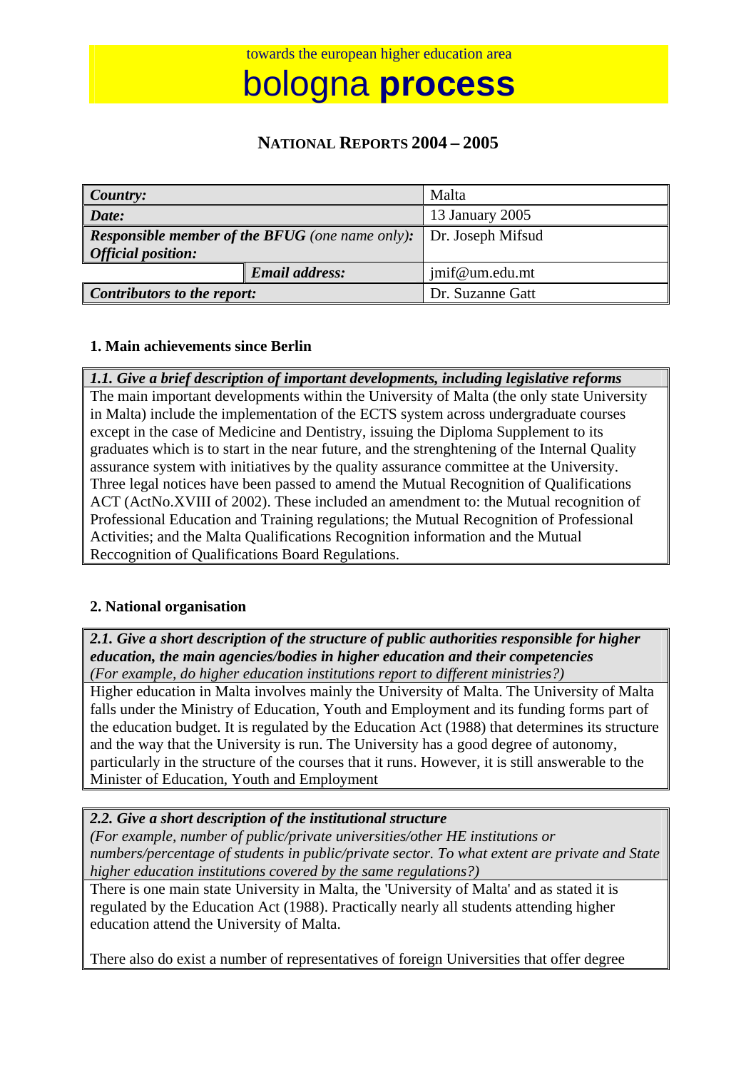towards the european higher education area

# bologna **process**

## NATIONAL REPORTS 2004 – 2005

| | | |
|---|---|---|
| ***Country:*** | | Malta |
| ***Date:*** | | 13 January 2005 |
| ***Responsible member of the BFUG** (one name only):* ***Official position:*** | | Dr. Joseph Mifsud |
| | ***Email address:*** | jmif@um.edu.mt |
| ***Contributors to the report:*** | | Dr. Suzanne Gatt |

### 1. Main achievements since Berlin

| ***1.1. Give a brief description of important developments, including legislative reforms*** |
|---|
| The main important developments within the University of Malta (the only state University in Malta) include the implementation of the ECTS system across undergraduate courses except in the case of Medicine and Dentistry, issuing the Diploma Supplement to its graduates which is to start in the near future, and the strenghtening of the Internal Quality assurance system with initiatives by the quality assurance committee at the University. Three legal notices have been passed to amend the Mutual Recognition of Qualifications ACT (ActNo.XVIII of 2002). These included an amendment to: the Mutual recognition of Professional Education and Training regulations; the Mutual Recognition of Professional Activities; and the Malta Qualifications Recognition information and the Mutual Reccognition of Qualifications Board Regulations. |

### 2. National organisation

| ***2.1. Give a short description of the structure of public authorities responsible for higher education, the main agencies/bodies in higher education and their competencies*** *(For example, do higher education institutions report to different ministries?)* |
|---|
| Higher education in Malta involves mainly the University of Malta. The University of Malta falls under the Ministry of Education, Youth and Employment and its funding forms part of the education budget. It is regulated by the Education Act (1988) that determines its structure and the way that the University is run. The University has a good degree of autonomy, particularly in the structure of the courses that it runs. However, it is still answerable to the Minister of Education, Youth and Employment |

| ***2.2. Give a short description of the institutional structure*** *(For example, number of public/private universities/other HE institutions or numbers/percentage of students in public/private sector. To what extent are private and State higher education institutions covered by the same regulations?)* |
|---|
| There is one main state University in Malta, the 'University of Malta' and as stated it is regulated by the Education Act (1988). Practically nearly all students attending higher education attend the University of Malta.<br><br>There also do exist a number of representatives of foreign Universities that offer degree |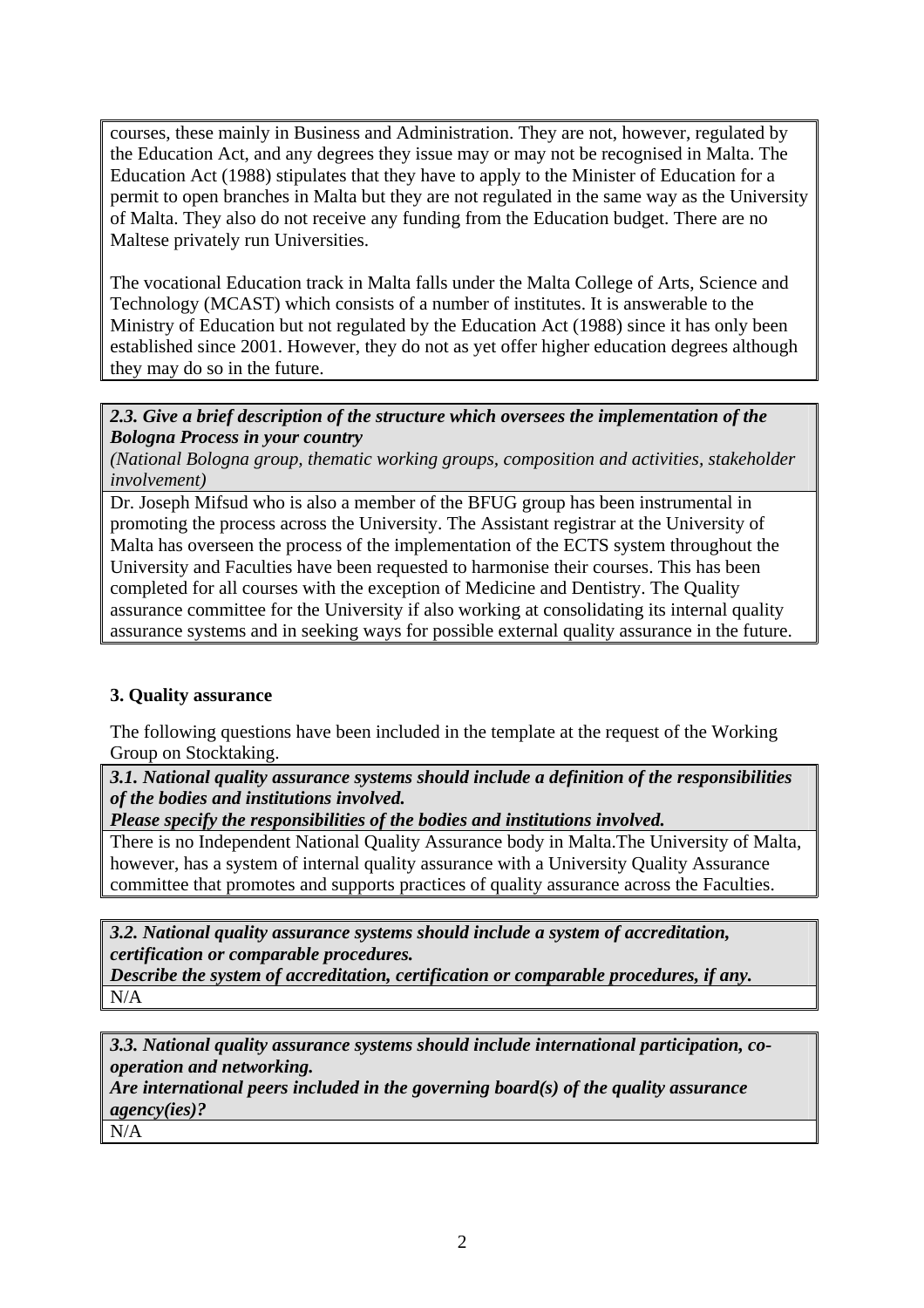courses, these mainly in Business and Administration. They are not, however, regulated by the Education Act, and any degrees they issue may or may not be recognised in Malta. The Education Act (1988) stipulates that they have to apply to the Minister of Education for a permit to open branches in Malta but they are not regulated in the same way as the University of Malta. They also do not receive any funding from the Education budget. There are no Maltese privately run Universities.

The vocational Education track in Malta falls under the Malta College of Arts, Science and Technology (MCAST) which consists of a number of institutes. It is answerable to the Ministry of Education but not regulated by the Education Act (1988) since it has only been established since 2001. However, they do not as yet offer higher education degrees although they may do so in the future.

***2.3. Give a brief description of the structure which oversees the implementation of the Bologna Process in your country***

*(National Bologna group, thematic working groups, composition and activities, stakeholder involvement)*

Dr. Joseph Mifsud who is also a member of the BFUG group has been instrumental in promoting the process across the University. The Assistant registrar at the University of Malta has overseen the process of the implementation of the ECTS system throughout the University and Faculties have been requested to harmonise their courses. This has been completed for all courses with the exception of Medicine and Dentistry. The Quality assurance committee for the University if also working at consolidating its internal quality assurance systems and in seeking ways for possible external quality assurance in the future.

## 3. Quality assurance

The following questions have been included in the template at the request of the Working Group on Stocktaking.

***3.1. National quality assurance systems should include a definition of the responsibilities of the bodies and institutions involved.***

***Please specify the responsibilities of the bodies and institutions involved.***

There is no Independent National Quality Assurance body in Malta.The University of Malta, however, has a system of internal quality assurance with a University Quality Assurance committee that promotes and supports practices of quality assurance across the Faculties.

***3.2. National quality assurance systems should include a system of accreditation, certification or comparable procedures.***

***Describe the system of accreditation, certification or comparable procedures, if any.***

N/A

***3.3. National quality assurance systems should include international participation, co-operation and networking.***

***Are international peers included in the governing board(s) of the quality assurance agency(ies)?***

N/A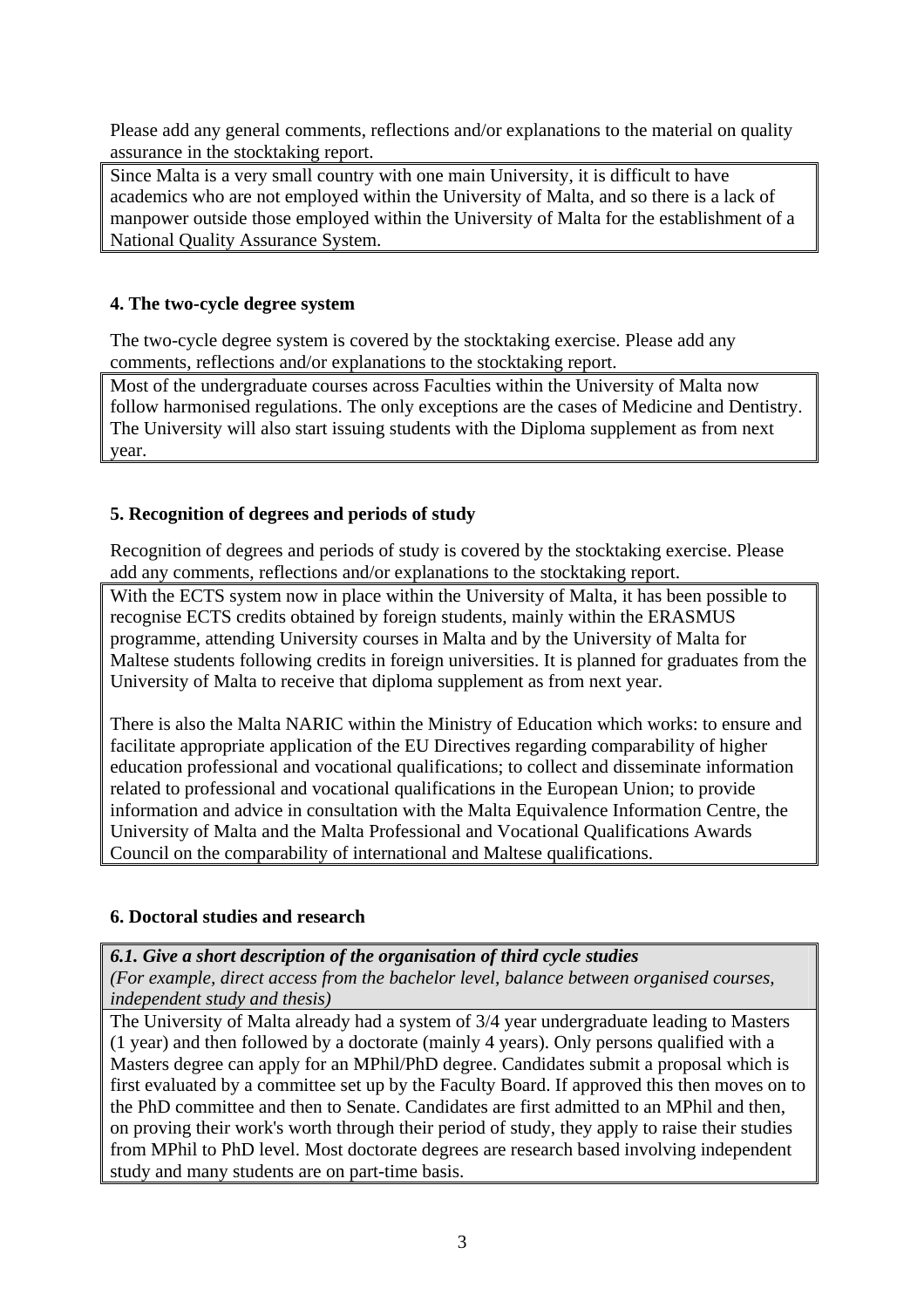Please add any general comments, reflections and/or explanations to the material on quality assurance in the stocktaking report.

| Since Malta is a very small country with one main University, it is difficult to have academics who are not employed within the University of Malta, and so there is a lack of manpower outside those employed within the University of Malta for the establishment of a National Quality Assurance System. |
| --- |

### 4. The two-cycle degree system

The two-cycle degree system is covered by the stocktaking exercise. Please add any comments, reflections and/or explanations to the stocktaking report.

| Most of the undergraduate courses across Faculties within the University of Malta now follow harmonised regulations. The only exceptions are the cases of Medicine and Dentistry. The University will also start issuing students with the Diploma supplement as from next year. |
| --- |

### 5. Recognition of degrees and periods of study

Recognition of degrees and periods of study is covered by the stocktaking exercise. Please add any comments, reflections and/or explanations to the stocktaking report.

| With the ECTS system now in place within the University of Malta, it has been possible to recognise ECTS credits obtained by foreign students, mainly within the ERASMUS programme, attending University courses in Malta and by the University of Malta for Maltese students following credits in foreign universities. It is planned for graduates from the University of Malta to receive that diploma supplement as from next year.<br><br>There is also the Malta NARIC within the Ministry of Education which works: to ensure and facilitate appropriate application of the EU Directives regarding comparability of higher education professional and vocational qualifications; to collect and disseminate information related to professional and vocational qualifications in the European Union; to provide information and advice in consultation with the Malta Equivalence Information Centre, the University of Malta and the Malta Professional and Vocational Qualifications Awards Council on the comparability of international and Maltese qualifications. |
| --- |

### 6. Doctoral studies and research

| ***6.1. Give a short description of the organisation of third cycle studies***<br>*(For example, direct access from the bachelor level, balance between organised courses, independent study and thesis)* |
| --- |
| The University of Malta already had a system of 3/4 year undergraduate leading to Masters (1 year) and then followed by a doctorate (mainly 4 years). Only persons qualified with a Masters degree can apply for an MPhil/PhD degree. Candidates submit a proposal which is first evaluated by a committee set up by the Faculty Board. If approved this then moves on to the PhD committee and then to Senate. Candidates are first admitted to an MPhil and then, on proving their work's worth through their period of study, they apply to raise their studies from MPhil to PhD level. Most doctorate degrees are research based involving independent study and many students are on part-time basis. |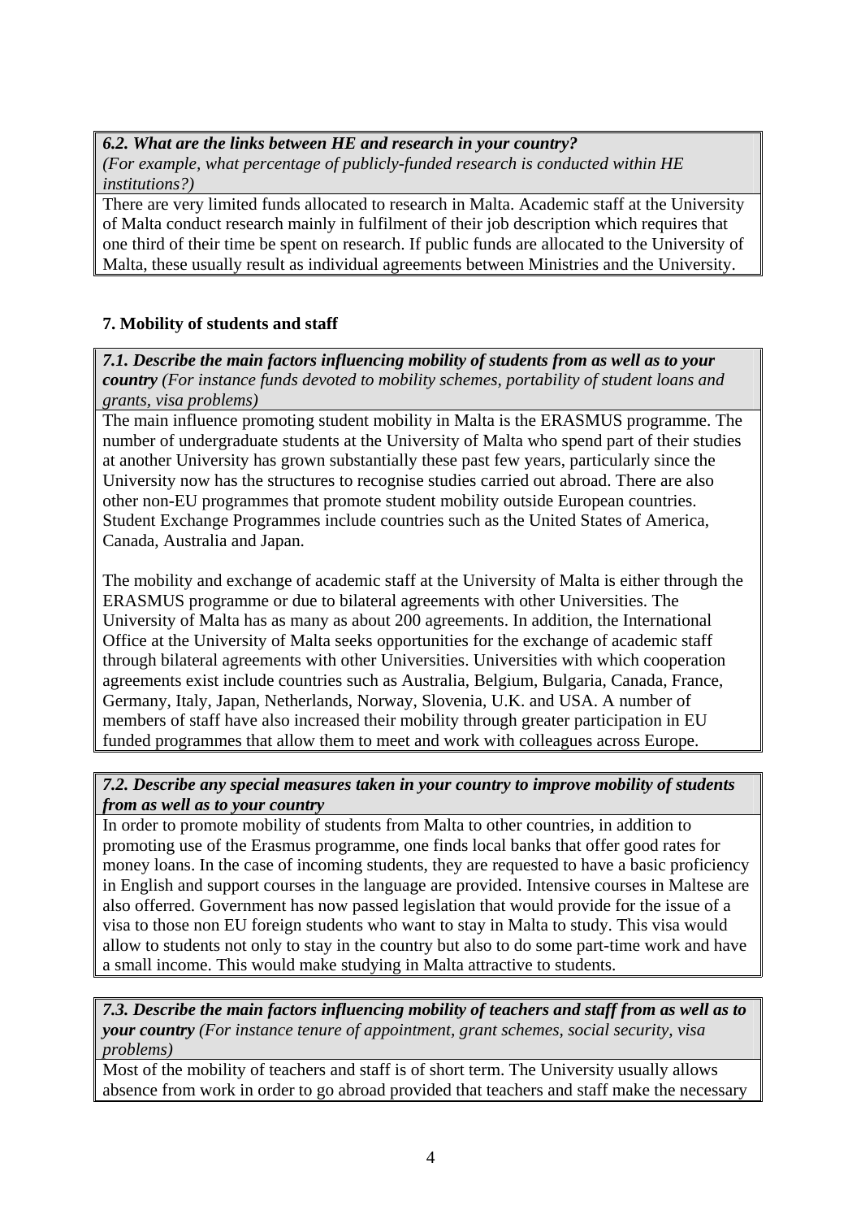***6.2. What are the links between HE and research in your country?***
*(For example, what percentage of publicly-funded research is conducted within HE institutions?)*

There are very limited funds allocated to research in Malta. Academic staff at the University of Malta conduct research mainly in fulfilment of their job description which requires that one third of their time be spent on research. If public funds are allocated to the University of Malta, these usually result as individual agreements between Ministries and the University.

## 7. Mobility of students and staff

***7.1. Describe the main factors influencing mobility of students from as well as to your country*** *(For instance funds devoted to mobility schemes, portability of student loans and grants, visa problems)*

The main influence promoting student mobility in Malta is the ERASMUS programme. The number of undergraduate students at the University of Malta who spend part of their studies at another University has grown substantially these past few years, particularly since the University now has the structures to recognise studies carried out abroad. There are also other non-EU programmes that promote student mobility outside European countries. Student Exchange Programmes include countries such as the United States of America, Canada, Australia and Japan.

The mobility and exchange of academic staff at the University of Malta is either through the ERASMUS programme or due to bilateral agreements with other Universities. The University of Malta has as many as about 200 agreements. In addition, the International Office at the University of Malta seeks opportunities for the exchange of academic staff through bilateral agreements with other Universities. Universities with which cooperation agreements exist include countries such as Australia, Belgium, Bulgaria, Canada, France, Germany, Italy, Japan, Netherlands, Norway, Slovenia, U.K. and USA. A number of members of staff have also increased their mobility through greater participation in EU funded programmes that allow them to meet and work with colleagues across Europe.

***7.2. Describe any special measures taken in your country to improve mobility of students from as well as to your country***

In order to promote mobility of students from Malta to other countries, in addition to promoting use of the Erasmus programme, one finds local banks that offer good rates for money loans. In the case of incoming students, they are requested to have a basic proficiency in English and support courses in the language are provided. Intensive courses in Maltese are also offerred. Government has now passed legislation that would provide for the issue of a visa to those non EU foreign students who want to stay in Malta to study. This visa would allow to students not only to stay in the country but also to do some part-time work and have a small income. This would make studying in Malta attractive to students.

***7.3. Describe the main factors influencing mobility of teachers and staff from as well as to your country*** *(For instance tenure of appointment, grant schemes, social security, visa problems)*

Most of the mobility of teachers and staff is of short term. The University usually allows absence from work in order to go abroad provided that teachers and staff make the necessary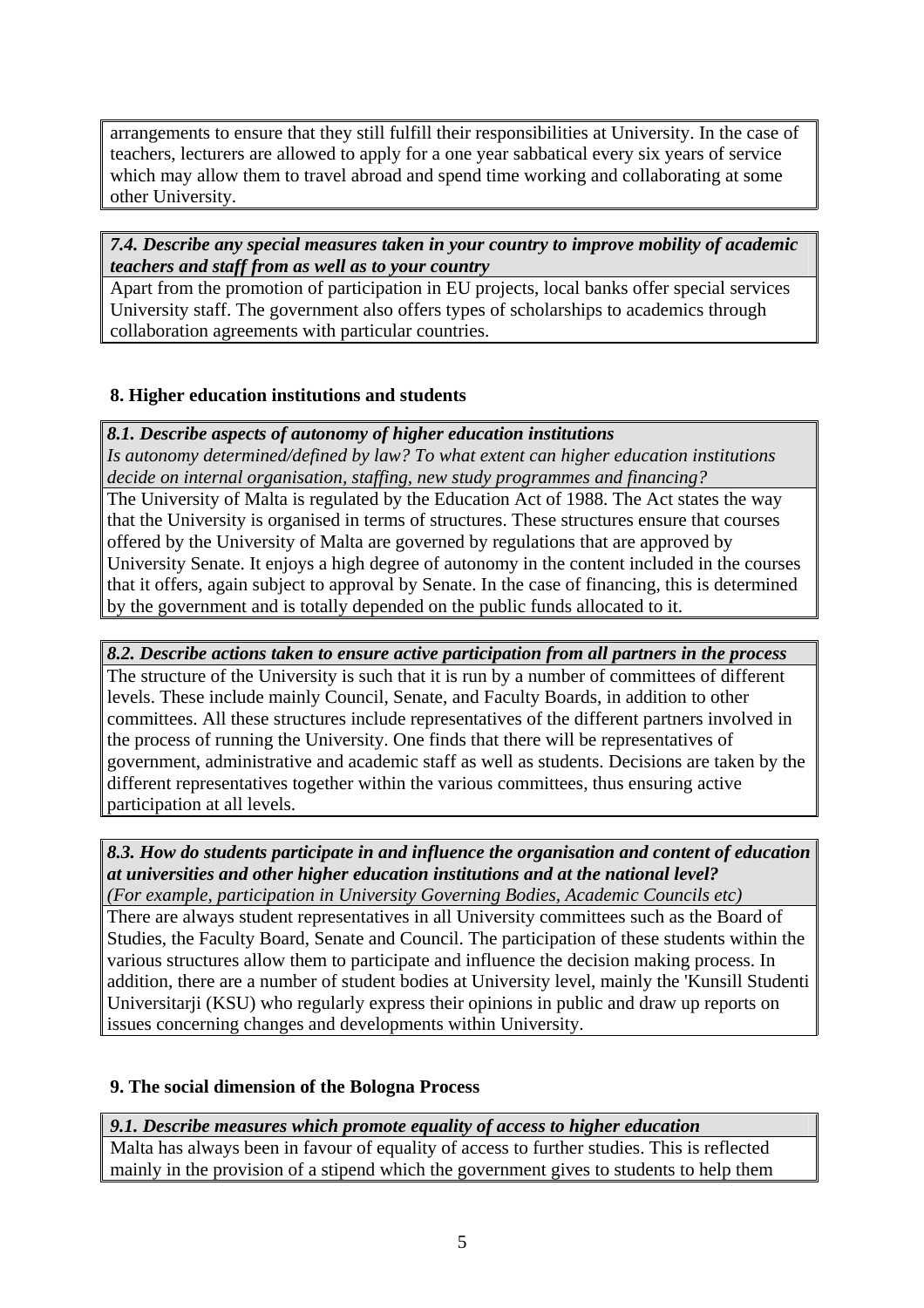arrangements to ensure that they still fulfill their responsibilities at University. In the case of teachers, lecturers are allowed to apply for a one year sabbatical every six years of service which may allow them to travel abroad and spend time working and collaborating at some other University.

***7.4. Describe any special measures taken in your country to improve mobility of academic teachers and staff from as well as to your country***

Apart from the promotion of participation in EU projects, local banks offer special services University staff. The government also offers types of scholarships to academics through collaboration agreements with particular countries.

## 8. Higher education institutions and students

***8.1. Describe aspects of autonomy of higher education institutions***

*Is autonomy determined/defined by law? To what extent can higher education institutions decide on internal organisation, staffing, new study programmes and financing?*

The University of Malta is regulated by the Education Act of 1988. The Act states the way that the University is organised in terms of structures. These structures ensure that courses offered by the University of Malta are governed by regulations that are approved by University Senate. It enjoys a high degree of autonomy in the content included in the courses that it offers, again subject to approval by Senate. In the case of financing, this is determined by the government and is totally depended on the public funds allocated to it.

***8.2. Describe actions taken to ensure active participation from all partners in the process***

The structure of the University is such that it is run by a number of committees of different levels. These include mainly Council, Senate, and Faculty Boards, in addition to other committees. All these structures include representatives of the different partners involved in the process of running the University. One finds that there will be representatives of government, administrative and academic staff as well as students. Decisions are taken by the different representatives together within the various committees, thus ensuring active participation at all levels.

***8.3. How do students participate in and influence the organisation and content of education at universities and other higher education institutions and at the national level?***

*(For example, participation in University Governing Bodies, Academic Councils etc)*

There are always student representatives in all University committees such as the Board of Studies, the Faculty Board, Senate and Council. The participation of these students within the various structures allow them to participate and influence the decision making process. In addition, there are a number of student bodies at University level, mainly the 'Kunsill Studenti Universitarji (KSU) who regularly express their opinions in public and draw up reports on issues concerning changes and developments within University.

## 9. The social dimension of the Bologna Process

***9.1. Describe measures which promote equality of access to higher education***

Malta has always been in favour of equality of access to further studies. This is reflected mainly in the provision of a stipend which the government gives to students to help them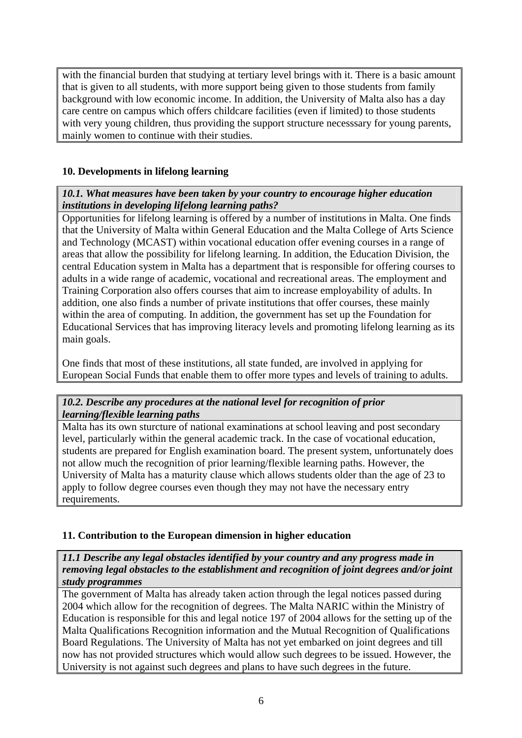with the financial burden that studying at tertiary level brings with it. There is a basic amount that is given to all students, with more support being given to those students from family background with low economic income. In addition, the University of Malta also has a day care centre on campus which offers childcare facilities (even if limited) to those students with very young children, thus providing the support structure necesssary for young parents, mainly women to continue with their studies.

## 10. Developments in lifelong learning

***10.1. What measures have been taken by your country to encourage higher education institutions in developing lifelong learning paths?***

Opportunities for lifelong learning is offered by a number of institutions in Malta. One finds that the University of Malta within General Education and the Malta College of Arts Science and Technology (MCAST) within vocational education offer evening courses in a range of areas that allow the possibility for lifelong learning. In addition, the Education Division, the central Education system in Malta has a department that is responsible for offering courses to adults in a wide range of academic, vocational and recreational areas. The employment and Training Corporation also offers courses that aim to increase employability of adults. In addition, one also finds a number of private institutions that offer courses, these mainly within the area of computing. In addition, the government has set up the Foundation for Educational Services that has improving literacy levels and promoting lifelong learning as its main goals.

One finds that most of these institutions, all state funded, are involved in applying for European Social Funds that enable them to offer more types and levels of training to adults.

***10.2. Describe any procedures at the national level for recognition of prior learning/flexible learning paths***

Malta has its own sturcture of national examinations at school leaving and post secondary level, particularly within the general academic track. In the case of vocational education, students are prepared for English examination board. The present system, unfortunately does not allow much the recognition of prior learning/flexible learning paths. However, the University of Malta has a maturity clause which allows students older than the age of 23 to apply to follow degree courses even though they may not have the necessary entry requirements.

## 11. Contribution to the European dimension in higher education

***11.1 Describe any legal obstacles identified by your country and any progress made in removing legal obstacles to the establishment and recognition of joint degrees and/or joint study programmes***

The government of Malta has already taken action through the legal notices passed during 2004 which allow for the recognition of degrees. The Malta NARIC within the Ministry of Education is responsible for this and legal notice 197 of 2004 allows for the setting up of the Malta Qualifications Recognition information and the Mutual Recognition of Qualifications Board Regulations. The University of Malta has not yet embarked on joint degrees and till now has not provided structures which would allow such degrees to be issued. However, the University is not against such degrees and plans to have such degrees in the future.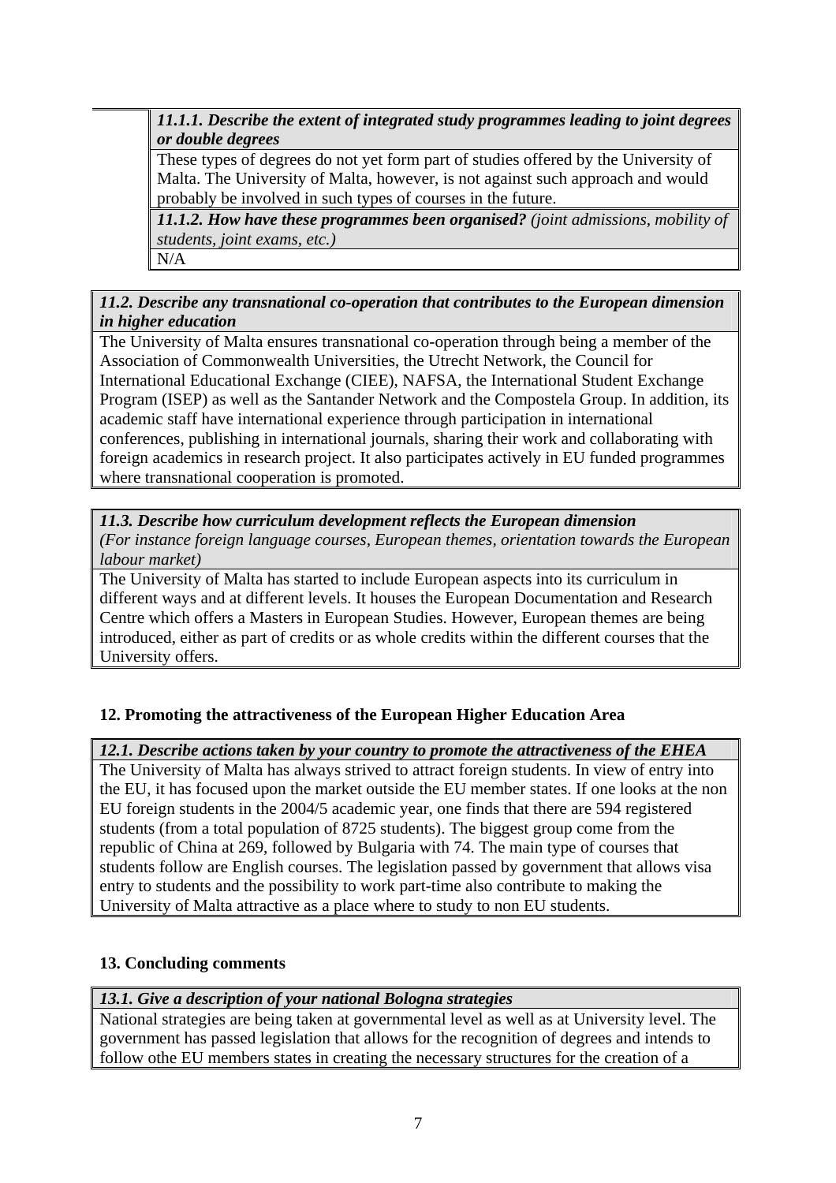***11.1.1. Describe the extent of integrated study programmes leading to joint degrees or double degrees***

These types of degrees do not yet form part of studies offered by the University of Malta. The University of Malta, however, is not against such approach and would probably be involved in such types of courses in the future.

***11.1.2. How have these programmes been organised?*** *(joint admissions, mobility of students, joint exams, etc.)*

N/A

***11.2. Describe any transnational co-operation that contributes to the European dimension in higher education***

The University of Malta ensures transnational co-operation through being a member of the Association of Commonwealth Universities, the Utrecht Network, the Council for International Educational Exchange (CIEE), NAFSA, the International Student Exchange Program (ISEP) as well as the Santander Network and the Compostela Group. In addition, its academic staff have international experience through participation in international conferences, publishing in international journals, sharing their work and collaborating with foreign academics in research project. It also participates actively in EU funded programmes where transnational cooperation is promoted.

***11.3. Describe how curriculum development reflects the European dimension***
*(For instance foreign language courses, European themes, orientation towards the European labour market)*

The University of Malta has started to include European aspects into its curriculum in different ways and at different levels. It houses the European Documentation and Research Centre which offers a Masters in European Studies. However, European themes are being introduced, either as part of credits or as whole credits within the different courses that the University offers.

## 12. Promoting the attractiveness of the European Higher Education Area

***12.1. Describe actions taken by your country to promote the attractiveness of the EHEA***

The University of Malta has always strived to attract foreign students. In view of entry into the EU, it has focused upon the market outside the EU member states. If one looks at the non EU foreign students in the 2004/5 academic year, one finds that there are 594 registered students (from a total population of 8725 students). The biggest group come from the republic of China at 269, followed by Bulgaria with 74. The main type of courses that students follow are English courses. The legislation passed by government that allows visa entry to students and the possibility to work part-time also contribute to making the University of Malta attractive as a place where to study to non EU students.

## 13. Concluding comments

***13.1. Give a description of your national Bologna strategies***

National strategies are being taken at governmental level as well as at University level. The government has passed legislation that allows for the recognition of degrees and intends to follow othe EU members states in creating the necessary structures for the creation of a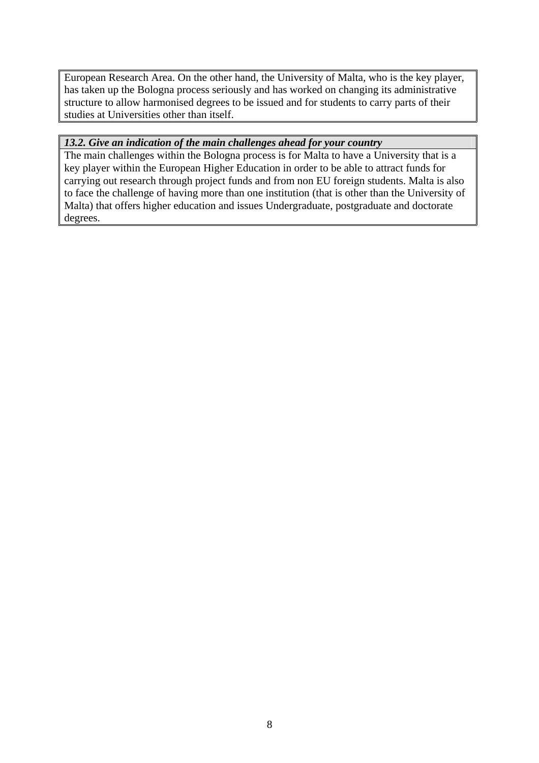European Research Area. On the other hand, the University of Malta, who is the key player, has taken up the Bologna process seriously and has worked on changing its administrative structure to allow harmonised degrees to be issued and for students to carry parts of their studies at Universities other than itself.

***13.2. Give an indication of the main challenges ahead for your country***

The main challenges within the Bologna process is for Malta to have a University that is a key player within the European Higher Education in order to be able to attract funds for carrying out research through project funds and from non EU foreign students. Malta is also to face the challenge of having more than one institution (that is other than the University of Malta) that offers higher education and issues Undergraduate, postgraduate and doctorate degrees.